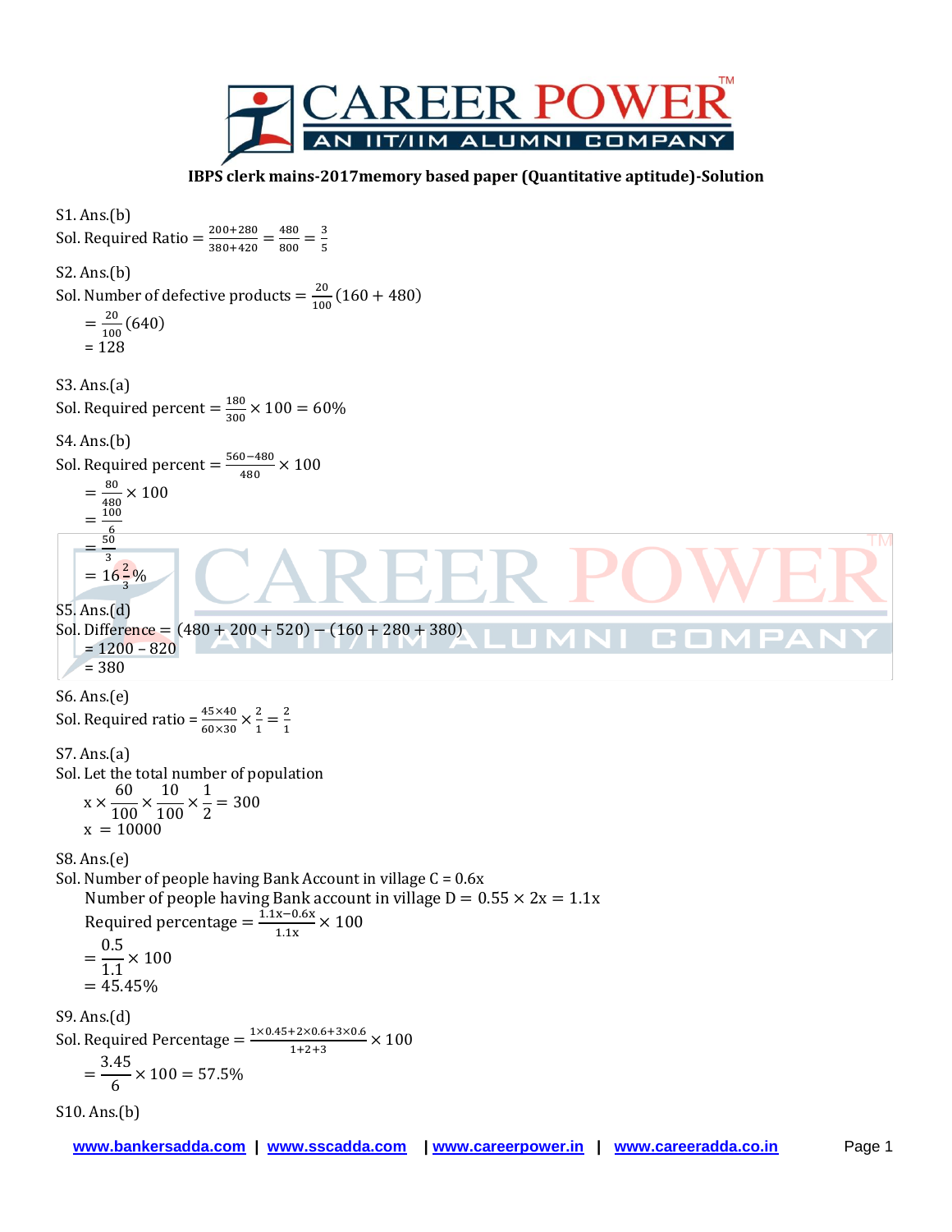# IBPS clerk mains-2017memory based paper (Quantitative aptitude)-Solution

S1. Ans.(b)

Sol. Required Ratio $= \frac{200+280}{380+420} = \frac{480}{800} = \frac{3}{5}$

S2. Ans.(b)

Sol. Number of defective products $= \frac{20}{100}(160 + 480)$

$= \frac{20}{100}(640)$

$= 128$

S3. Ans.(a)

Sol. Required percent $= \frac{180}{300} \times 100 = 60\%$

S4. Ans.(b)

Sol. Required percent $= \frac{560-480}{480} \times 100$

$= \frac{80}{480} \times 100$

$= \frac{100}{6}$

$= \frac{50}{3}$

$= 16\frac{2}{3}\%$

S5. Ans.(d)

Sol. Difference $= (480 + 200 + 520) - (160 + 280 + 380)$

$= 1200 - 820$

$= 380$

S6. Ans.(e)

Sol. Required ratio $= \frac{45\times40}{60\times30} \times \frac{2}{1} = \frac{2}{1}$

S7. Ans.(a)

Sol. Let the total number of population

$x \times \frac{60}{100} \times \frac{10}{100} \times \frac{1}{2} = 300$

$x = 10000$

S8. Ans.(e)

Sol. Number of people having Bank Account in village C = 0.6x

Number of people having Bank account in village D $= 0.55 \times 2x = 1.1x$

Required percentage $= \frac{1.1x-0.6x}{1.1x} \times 100$

$= \frac{0.5}{1.1} \times 100$

$= 45.45\%$

S9. Ans.(d)

Sol. Required Percentage $= \frac{1\times0.45+2\times0.6+3\times0.6}{1+2+3} \times 100$

$= \frac{3.45}{6} \times 100 = 57.5\%$

S10. Ans.(b)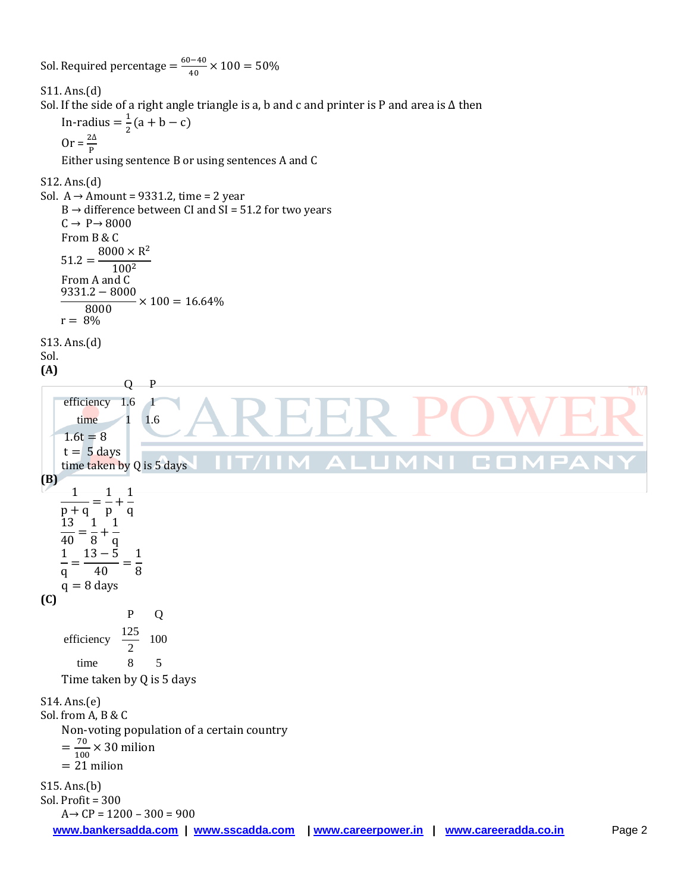Sol. Required percentage $= \frac{60-40}{40} \times 100 = 50\%$

S11. Ans.(d)

Sol. If the side of a right angle triangle is a, b and c and printer is P and area is Δ then

In-radius $= \frac{1}{2}(a + b - c)$

Or $= \frac{2\Delta}{P}$

Either using sentence B or using sentences A and C

S12. Ans.(d)

Sol. A → Amount = 9331.2, time = 2 year

B → difference between CI and SI = 51.2 for two years

C → P → 8000

From B & C

$$51.2 = \frac{8000 \times R^2}{100^2}$$

From A and C

$$\frac{9331.2 - 8000}{8000} \times 100 = 16.64\%$$

r = 8%

S13. Ans.(d)

Sol.

**(A)**

| | Q | P |
|---|---|---|
| efficiency | 1.6 | 1 |
| time | 1 | 1.6 |

$1.6t = 8$

$t = 5$ days

time taken by Q is 5 days

**(B)**

$$\frac{1}{p+q} = \frac{1}{p} + \frac{1}{q}$$

$$\frac{13}{40} = \frac{1}{8} + \frac{1}{q}$$

$$\frac{1}{q} = \frac{13-5}{40} = \frac{1}{8}$$

q = 8 days

**(C)**

| | P | Q |
|---|---|---|
| efficiency | $\frac{125}{2}$ | 100 |
| time | 8 | 5 |

Time taken by Q is 5 days

S14. Ans.(e)

Sol. from A, B & C

Non-voting population of a certain country

$= \frac{70}{100} \times 30$ milion

$= 21$ milion

S15. Ans.(b)

Sol. Profit = 300

A→ CP = 1200 – 300 = 900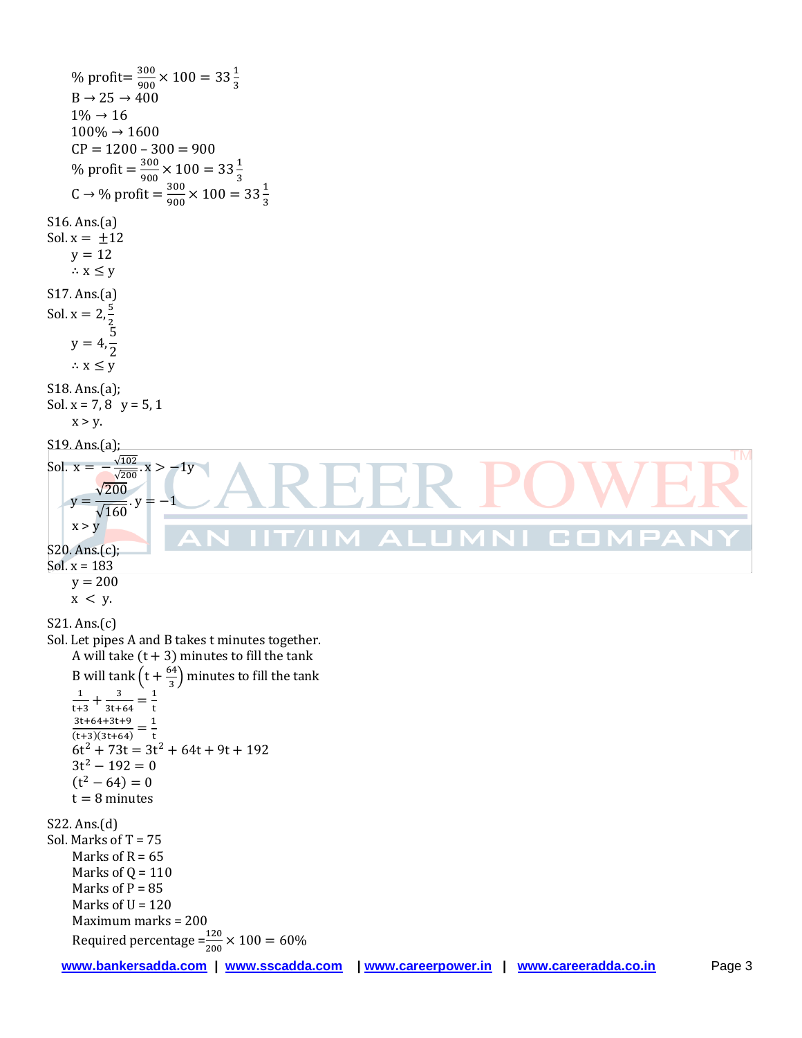% profit= $\frac{300}{900} \times 100 = 33\frac{1}{3}$

B → 25 → 400

1% → 16

100% → 1600

CP = 1200 – 300 = 900

% profit = $\frac{300}{900} \times 100 = 33\frac{1}{3}$

C → % profit = $\frac{300}{900} \times 100 = 33\frac{1}{3}$

S16. Ans.(a)

Sol. $x = \pm 12$

$y = 12$

$\therefore x \leq y$

S17. Ans.(a)

Sol. $x = 2, \frac{5}{2}$

$y = 4, \frac{5}{2}$

$\therefore x \leq y$

S18. Ans.(a);

Sol. x = 7, 8   y = 5, 1

x > y.

S19. Ans.(a);

Sol. $x = -\frac{\sqrt{102}}{\sqrt{200}}. x > -1y$

$y = \frac{\sqrt{200}}{\sqrt{160}}. y = -1$

x > y

S20. Ans.(c);

Sol. x = 183

y = 200

x < y.

S21. Ans.(c)

Sol. Let pipes A and B takes t minutes together.

A will take $(t + 3)$ minutes to fill the tank

B will tank $\left(t + \frac{64}{3}\right)$ minutes to fill the tank

$\frac{1}{t+3} + \frac{3}{3t+64} = \frac{1}{t}$

$\frac{3t+64+3t+9}{(t+3)(3t+64)} = \frac{1}{t}$

$6t^2 + 73t = 3t^2 + 64t + 9t + 192$

$3t^2 - 192 = 0$

$(t^2 - 64) = 0$

$t = 8$ minutes

S22. Ans.(d)

Sol. Marks of T = 75

Marks of R = 65

Marks of Q = 110

Marks of P = 85

Marks of U = 120

Maximum marks = 200

Required percentage $= \frac{120}{200} \times 100 = 60\%$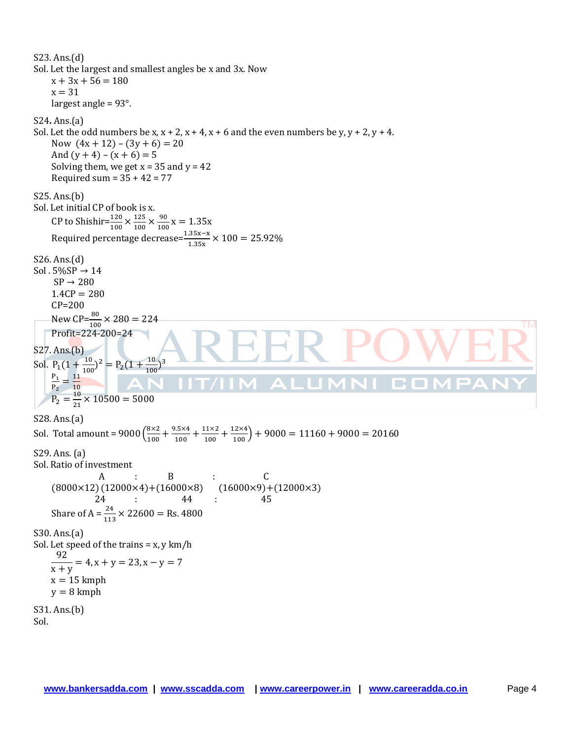S23. Ans.(d)

Sol. Let the largest and smallest angles be x and 3x. Now

$x + 3x + 56 = 180$

$x = 31$

largest angle = 93°.

S24. Ans.(a)

Sol. Let the odd numbers be x, x + 2, x + 4, x + 6 and the even numbers be y, y + 2, y + 4.

Now $(4x + 12) - (3y + 6) = 20$

And $(y + 4) - (x + 6) = 5$

Solving them, we get x = 35 and y = 42

Required sum = 35 + 42 = 77

S25. Ans.(b)

Sol. Let initial CP of book is x.

CP to Shishir=$\frac{120}{100} \times \frac{125}{100} \times \frac{90}{100} x = 1.35x$

Required percentage decrease=$\frac{1.35x-x}{1.35x} \times 100 = 25.92\%$

S26. Ans.(d)

Sol . 5%SP → 14

SP → 280

$1.4CP = 280$

CP=200

New CP=$\frac{80}{100} \times 280 = 224$

Profit=224-200=24

S27. Ans.(b)

Sol. $P_1(1 + \frac{10}{100})^2 = P_2(1 + \frac{10}{100})^3$

$\frac{P_1}{P_2} = \frac{11}{10}$

$P_2 = \frac{10}{21} \times 10500 = 5000$

S28. Ans.(a)

Sol. Total amount = $9000\left(\frac{8\times2}{100} + \frac{9.5\times4}{100} + \frac{11\times2}{100} + \frac{12\times4}{100}\right) + 9000 = 11160 + 9000 = 20160$

S29. Ans. (a)

Sol. Ratio of investment

| A | : | B | : | C |
|---|---|---|---|---|
| (8000×12) | | (12000×4)+(16000×8) | | (16000×9)+(12000×3) |
| 24 | : | 44 | : | 45 |

Share of A = $\frac{24}{113} \times 22600 = \text{Rs. } 4800$

S30. Ans.(a)

Sol. Let speed of the trains = x, y km/h

$\frac{92}{x + y} = 4, x + y = 23, x - y = 7$

$x = 15$ kmph

$y = 8$ kmph

S31. Ans.(b)

Sol.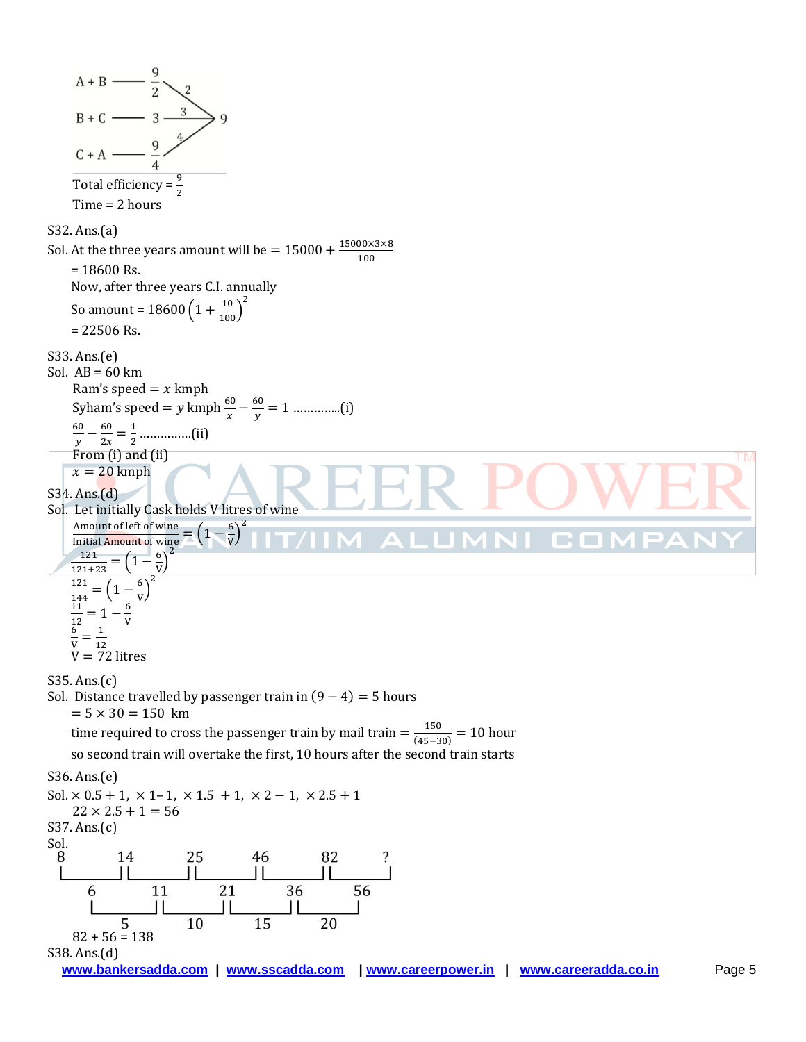A + B —— $\frac{9}{2}$ — 2 ↘

B + C —— 3 — 3 → 9

C + A —— $\frac{9}{4}$ — 4 ↗

Total efficiency = $\frac{9}{2}$

Time = 2 hours

S32. Ans.(a)

Sol. At the three years amount will be $= 15000 + \frac{15000\times3\times8}{100}$

$= 18600$ Rs.

Now, after three years C.I. annually

So amount $= 18600\left(1+\frac{10}{100}\right)^2$

$= 22506$ Rs.

S33. Ans.(e)

Sol. AB = 60 km

Ram's speed $= x$ kmph

Syham's speed $= y$ kmph $\frac{60}{x} - \frac{60}{y} = 1$ .............(i)

$\frac{60}{y} - \frac{60}{2x} = \frac{1}{2}$ ..............(ii)

From (i) and (ii)

$x = 20$ kmph

S34. Ans.(d)

Sol. Let initially Cask holds V litres of wine

$\frac{\text{Amount of left of wine}}{\text{Initial Amount of wine}} = \left(1-\frac{6}{V}\right)^2$

$\frac{121}{121+23} = \left(1-\frac{6}{V}\right)^2$

$\frac{121}{144} = \left(1-\frac{6}{V}\right)^2$

$\frac{11}{12} = 1 - \frac{6}{V}$

$\frac{6}{V} = \frac{1}{12}$

$V = 72$ litres

S35. Ans.(c)

Sol. Distance travelled by passenger train in $(9-4) = 5$ hours

$= 5 \times 30 = 150$ km

time required to cross the passenger train by mail train $= \frac{150}{(45-30)} = 10$ hour

so second train will overtake the first, 10 hours after the second train starts

S36. Ans.(e)

Sol. $\times 0.5 + 1,\ \times 1 - 1,\ \times 1.5 + 1,\ \times 2 - 1,\ \times 2.5 + 1$

$22 \times 2.5 + 1 = 56$

S37. Ans.(c)

Sol.

8 14 25 46 82 ?

6 11 21 36 56

5 10 15 20

82 + 56 = 138

S38. Ans.(d)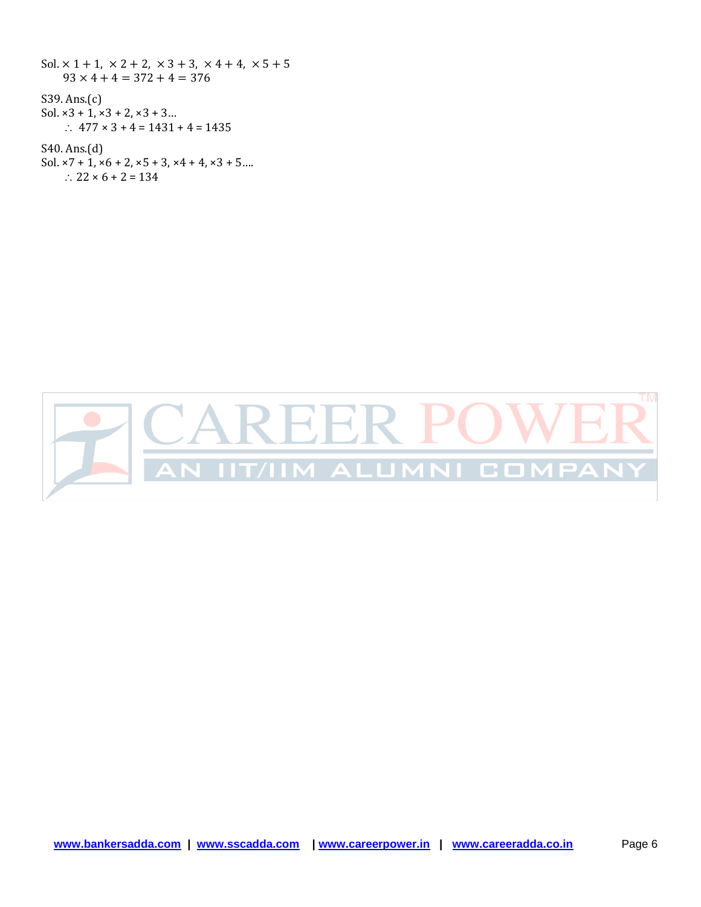Sol. $\times 1 + 1, \times 2 + 2, \times 3 + 3, \times 4 + 4, \times 5 + 5$

$93 \times 4 + 4 = 372 + 4 = 376$

S39. Ans.(c)

Sol. $\times 3 + 1, \times 3 + 2, \times 3 + 3 \ldots$

$\therefore\ 477 \times 3 + 4 = 1431 + 4 = 1435$

S40. Ans.(d)

Sol. $\times 7 + 1, \times 6 + 2, \times 5 + 3, \times 4 + 4, \times 3 + 5 \ldots$

$\therefore\ 22 \times 6 + 2 = 134$